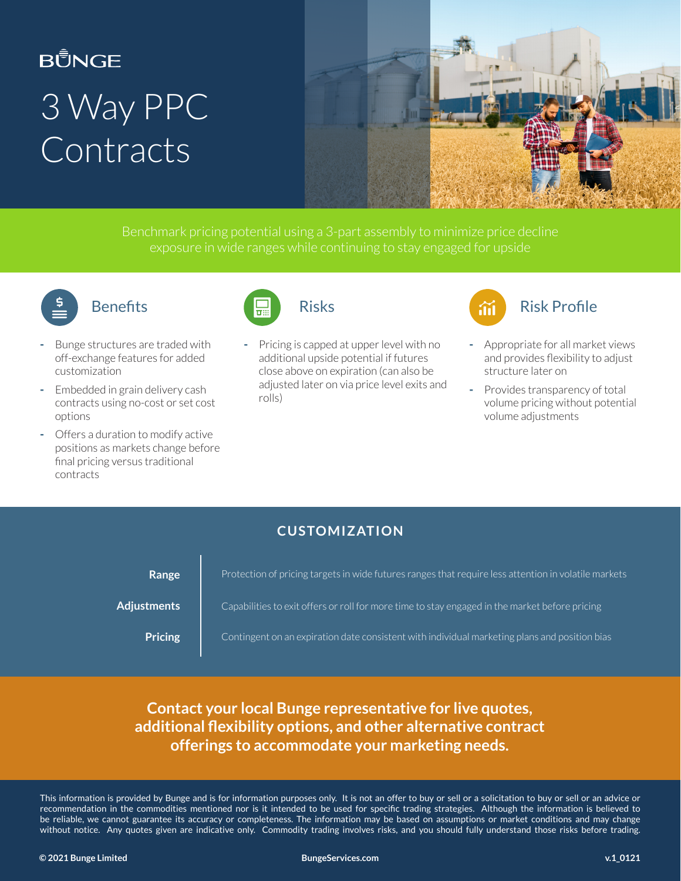BUNGE

# 3 Way PPC Contracts

Benchmark pricing potential using a 3-part assembly to minimize price decline exposure in wide ranges while continuing to stay engaged for upside

## Benefits

- Bunge structures are traded with off-exchange features for added customization
- Embedded in grain delivery cash contracts using no-cost or set cost options
- Offers a duration to modify active positions as markets change before final pricing versus traditional contracts

## Risks

- Pricing is capped at upper level with no additional upside potential if futures close above on expiration (can also be adjusted later on via price level exits and rolls)

## Risk Profile

- Appropriate for all market views and provides flexibility to adjust structure later on
- Provides transparency of total volume pricing without potential volume adjustments

## CUSTOMIZATION

**Range** — Protection of pricing targets in wide futures ranges that require less attention in volatile markets

**Adjustments** — Capabilities to exit offers or roll for more time to stay engaged in the market before pricing

**Pricing** — Contingent on an expiration date consistent with individual marketing plans and position bias

**Contact your local Bunge representative for live quotes, additional flexibility options, and other alternative contract offerings to accommodate your marketing needs.**

This information is provided by Bunge and is for information purposes only. It is not an offer to buy or sell or a solicitation to buy or sell or an advice or recommendation in the commodities mentioned nor is it intended to be used for specific trading strategies. Although the information is believed to be reliable, we cannot guarantee its accuracy or completeness. The information may be based on assumptions or market conditions and may change without notice. Any quotes given are indicative only. Commodity trading involves risks, and you should fully understand those risks before trading.

© 2021 Bunge Limited BungeServices.com v.1_0121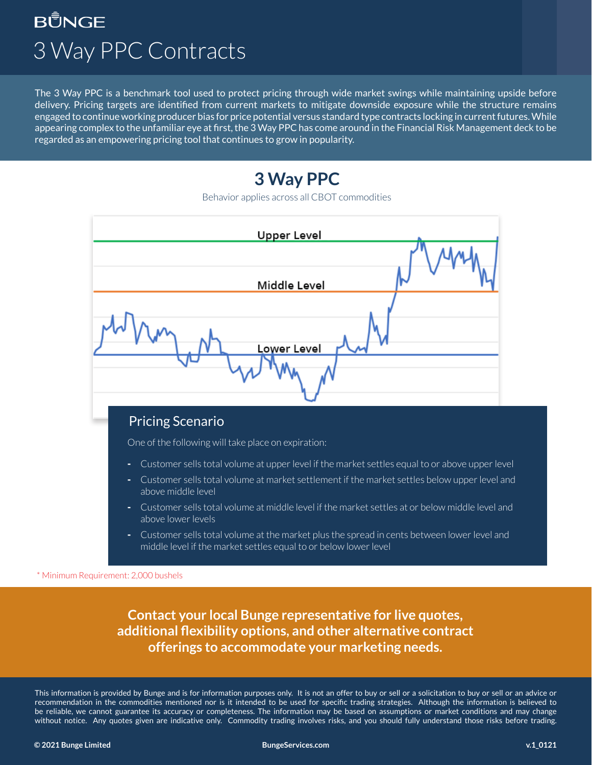BUNGE

# 3 Way PPC Contracts

The 3 Way PPC is a benchmark tool used to protect pricing through wide market swings while maintaining upside before delivery. Pricing targets are identified from current markets to mitigate downside exposure while the structure remains engaged to continue working producer bias for price potential versus standard type contracts locking in current futures. While appearing complex to the unfamiliar eye at first, the 3 Way PPC has come around in the Financial Risk Management deck to be regarded as an empowering pricing tool that continues to grow in popularity.

## 3 Way PPC

Behavior applies across all CBOT commodities

Upper Level

Middle Level

Lower Level

### Pricing Scenario

One of the following will take place on expiration:

- Customer sells total volume at upper level if the market settles equal to or above upper level
- Customer sells total volume at market settlement if the market settles below upper level and above middle level
- Customer sells total volume at middle level if the market settles at or below middle level and above lower levels
- Customer sells total volume at the market plus the spread in cents between lower level and middle level if the market settles equal to or below lower level

* Minimum Requirement: 2,000 bushels

**Contact your local Bunge representative for live quotes, additional flexibility options, and other alternative contract offerings to accommodate your marketing needs.**

This information is provided by Bunge and is for information purposes only. It is not an offer to buy or sell or a solicitation to buy or sell or an advice or recommendation in the commodities mentioned nor is it intended to be used for specific trading strategies. Although the information is believed to be reliable, we cannot guarantee its accuracy or completeness. The information may be based on assumptions or market conditions and may change without notice. Any quotes given are indicative only. Commodity trading involves risks, and you should fully understand those risks before trading.

**© 2021 Bunge Limited** **BungeServices.com** **v.1_0121**